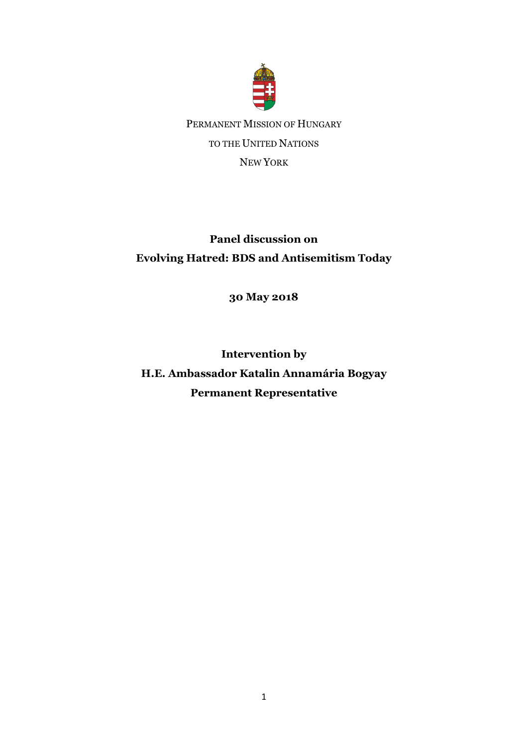PERMANENT MISSION OF HUNGARY

TO THE UNITED NATIONS

NEW YORK

**Panel discussion on**
**Evolving Hatred: BDS and Antisemitism Today**

**30 May 2018**

**Intervention by**
**H.E. Ambassador Katalin Annamária Bogyay**
**Permanent Representative**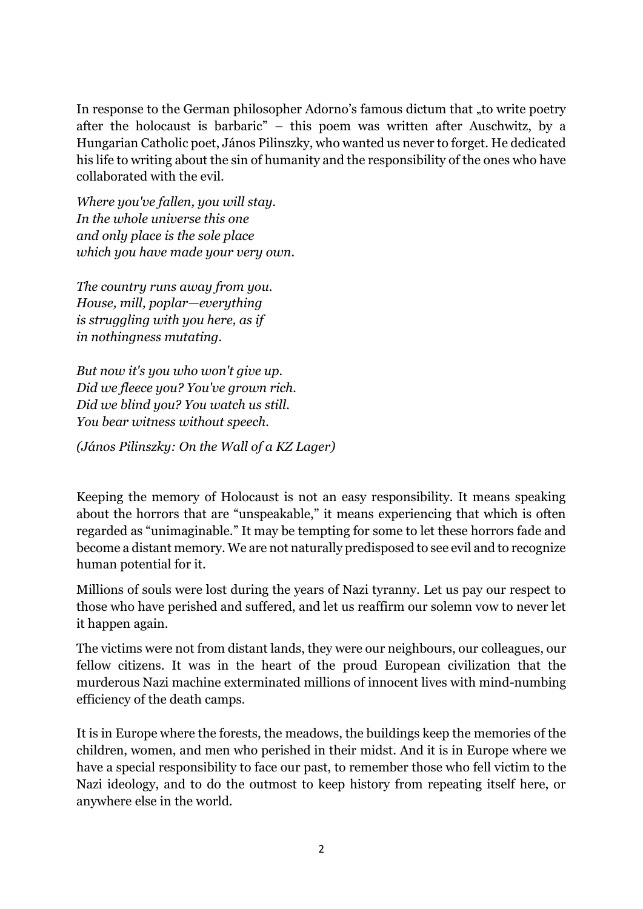In response to the German philosopher Adorno's famous dictum that „to write poetry after the holocaust is barbaric" – this poem was written after Auschwitz, by a Hungarian Catholic poet, János Pilinszky, who wanted us never to forget. He dedicated his life to writing about the sin of humanity and the responsibility of the ones who have collaborated with the evil.

*Where you've fallen, you will stay.*
*In the whole universe this one*
*and only place is the sole place*
*which you have made your very own.*

*The country runs away from you.*
*House, mill, poplar—everything*
*is struggling with you here, as if*
*in nothingness mutating.*

*But now it's you who won't give up.*
*Did we fleece you? You've grown rich.*
*Did we blind you? You watch us still.*
*You bear witness without speech.*

*(János Pilinszky: On the Wall of a KZ Lager)*

Keeping the memory of Holocaust is not an easy responsibility. It means speaking about the horrors that are "unspeakable," it means experiencing that which is often regarded as "unimaginable." It may be tempting for some to let these horrors fade and become a distant memory. We are not naturally predisposed to see evil and to recognize human potential for it.

Millions of souls were lost during the years of Nazi tyranny. Let us pay our respect to those who have perished and suffered, and let us reaffirm our solemn vow to never let it happen again.

The victims were not from distant lands, they were our neighbours, our colleagues, our fellow citizens. It was in the heart of the proud European civilization that the murderous Nazi machine exterminated millions of innocent lives with mind-numbing efficiency of the death camps.

It is in Europe where the forests, the meadows, the buildings keep the memories of the children, women, and men who perished in their midst. And it is in Europe where we have a special responsibility to face our past, to remember those who fell victim to the Nazi ideology, and to do the outmost to keep history from repeating itself here, or anywhere else in the world.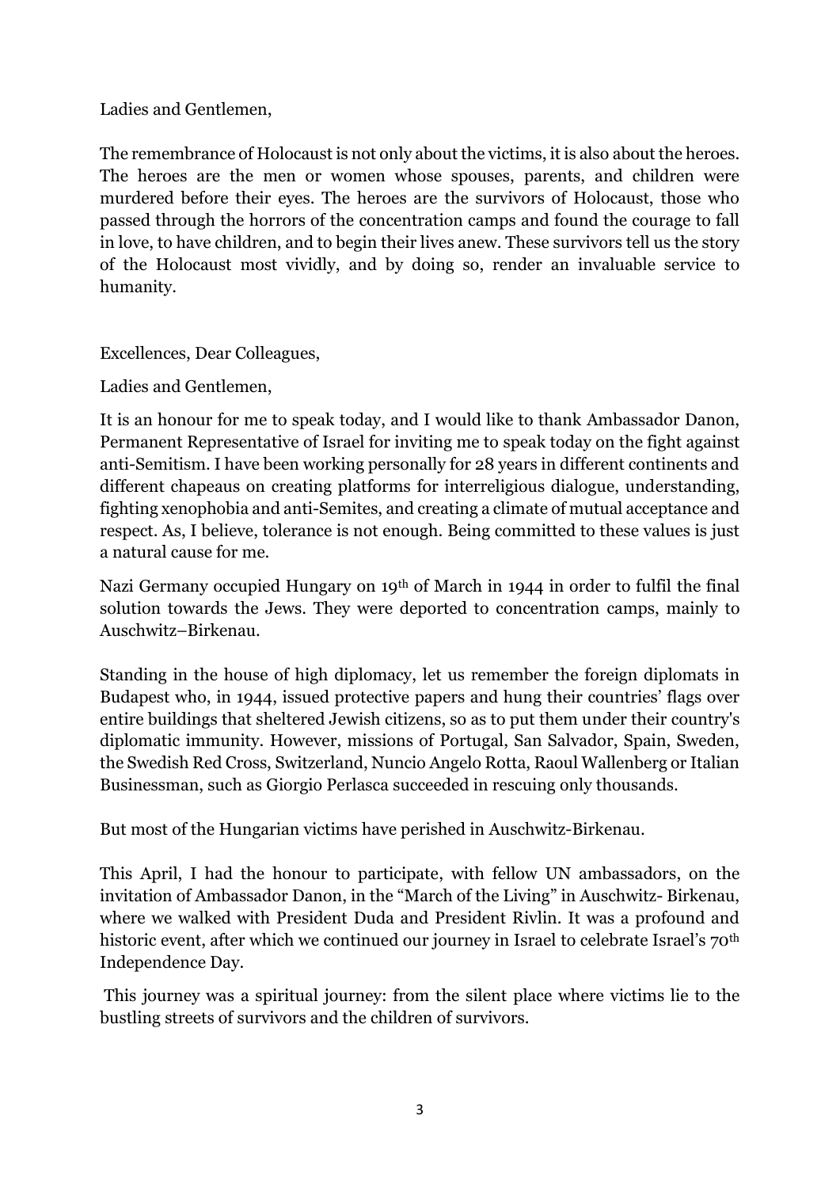Ladies and Gentlemen,

The remembrance of Holocaust is not only about the victims, it is also about the heroes. The heroes are the men or women whose spouses, parents, and children were murdered before their eyes. The heroes are the survivors of Holocaust, those who passed through the horrors of the concentration camps and found the courage to fall in love, to have children, and to begin their lives anew. These survivors tell us the story of the Holocaust most vividly, and by doing so, render an invaluable service to humanity.

Excellences, Dear Colleagues,

Ladies and Gentlemen,

It is an honour for me to speak today, and I would like to thank Ambassador Danon, Permanent Representative of Israel for inviting me to speak today on the fight against anti-Semitism. I have been working personally for 28 years in different continents and different chapeaus on creating platforms for interreligious dialogue, understanding, fighting xenophobia and anti-Semites, and creating a climate of mutual acceptance and respect. As, I believe, tolerance is not enough. Being committed to these values is just a natural cause for me.

Nazi Germany occupied Hungary on 19th of March in 1944 in order to fulfil the final solution towards the Jews. They were deported to concentration camps, mainly to Auschwitz–Birkenau.

Standing in the house of high diplomacy, let us remember the foreign diplomats in Budapest who, in 1944, issued protective papers and hung their countries' flags over entire buildings that sheltered Jewish citizens, so as to put them under their country's diplomatic immunity. However, missions of Portugal, San Salvador, Spain, Sweden, the Swedish Red Cross, Switzerland, Nuncio Angelo Rotta, Raoul Wallenberg or Italian Businessman, such as Giorgio Perlasca succeeded in rescuing only thousands.

But most of the Hungarian victims have perished in Auschwitz-Birkenau.

This April, I had the honour to participate, with fellow UN ambassadors, on the invitation of Ambassador Danon, in the "March of the Living" in Auschwitz- Birkenau, where we walked with President Duda and President Rivlin. It was a profound and historic event, after which we continued our journey in Israel to celebrate Israel's 70th Independence Day.

This journey was a spiritual journey: from the silent place where victims lie to the bustling streets of survivors and the children of survivors.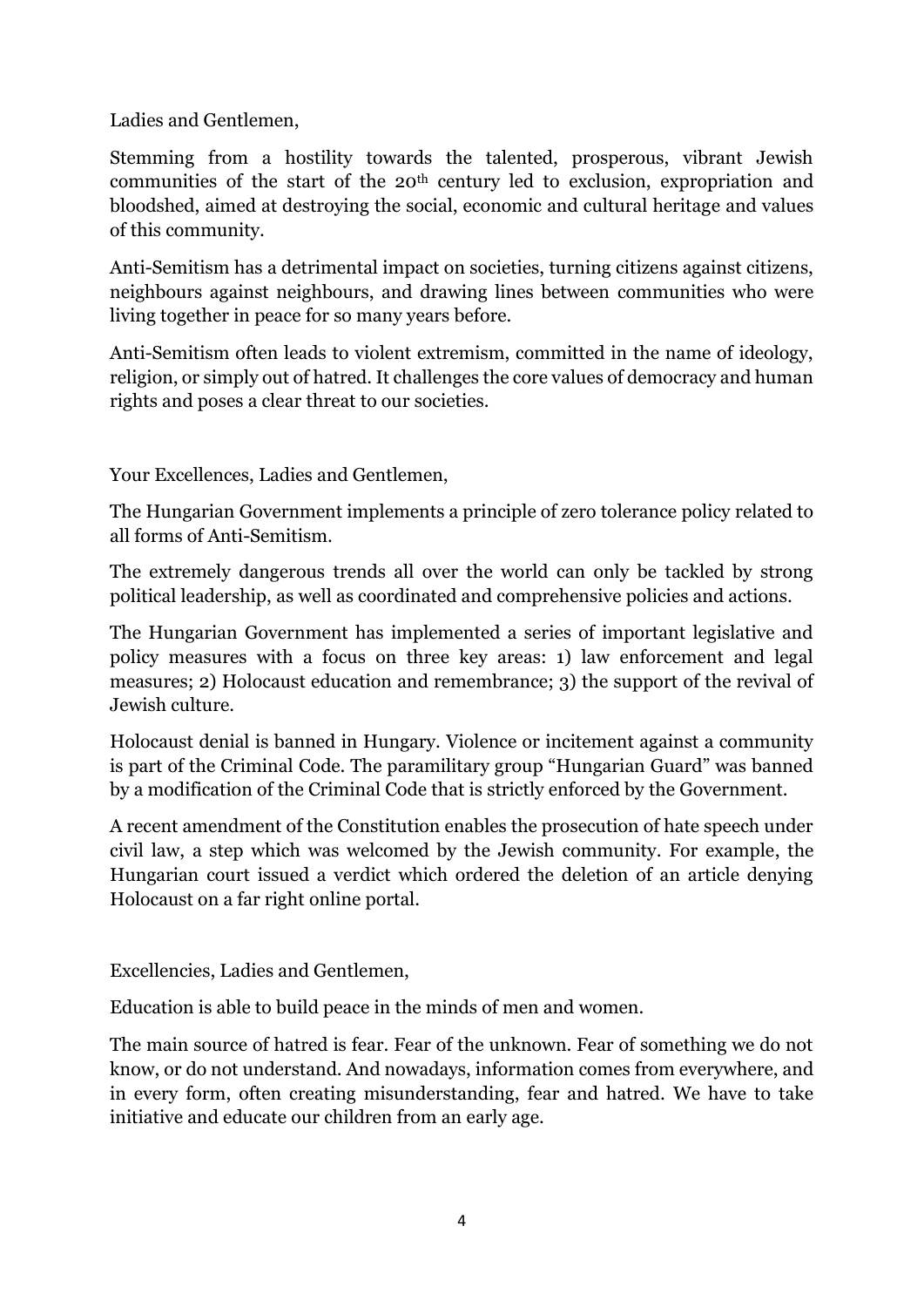Ladies and Gentlemen,

Stemming from a hostility towards the talented, prosperous, vibrant Jewish communities of the start of the 20th century led to exclusion, expropriation and bloodshed, aimed at destroying the social, economic and cultural heritage and values of this community.

Anti-Semitism has a detrimental impact on societies, turning citizens against citizens, neighbours against neighbours, and drawing lines between communities who were living together in peace for so many years before.

Anti-Semitism often leads to violent extremism, committed in the name of ideology, religion, or simply out of hatred. It challenges the core values of democracy and human rights and poses a clear threat to our societies.

Your Excellences, Ladies and Gentlemen,

The Hungarian Government implements a principle of zero tolerance policy related to all forms of Anti-Semitism.

The extremely dangerous trends all over the world can only be tackled by strong political leadership, as well as coordinated and comprehensive policies and actions.

The Hungarian Government has implemented a series of important legislative and policy measures with a focus on three key areas: 1) law enforcement and legal measures; 2) Holocaust education and remembrance; 3) the support of the revival of Jewish culture.

Holocaust denial is banned in Hungary. Violence or incitement against a community is part of the Criminal Code. The paramilitary group "Hungarian Guard" was banned by a modification of the Criminal Code that is strictly enforced by the Government.

A recent amendment of the Constitution enables the prosecution of hate speech under civil law, a step which was welcomed by the Jewish community. For example, the Hungarian court issued a verdict which ordered the deletion of an article denying Holocaust on a far right online portal.

Excellencies, Ladies and Gentlemen,

Education is able to build peace in the minds of men and women.

The main source of hatred is fear. Fear of the unknown. Fear of something we do not know, or do not understand. And nowadays, information comes from everywhere, and in every form, often creating misunderstanding, fear and hatred. We have to take initiative and educate our children from an early age.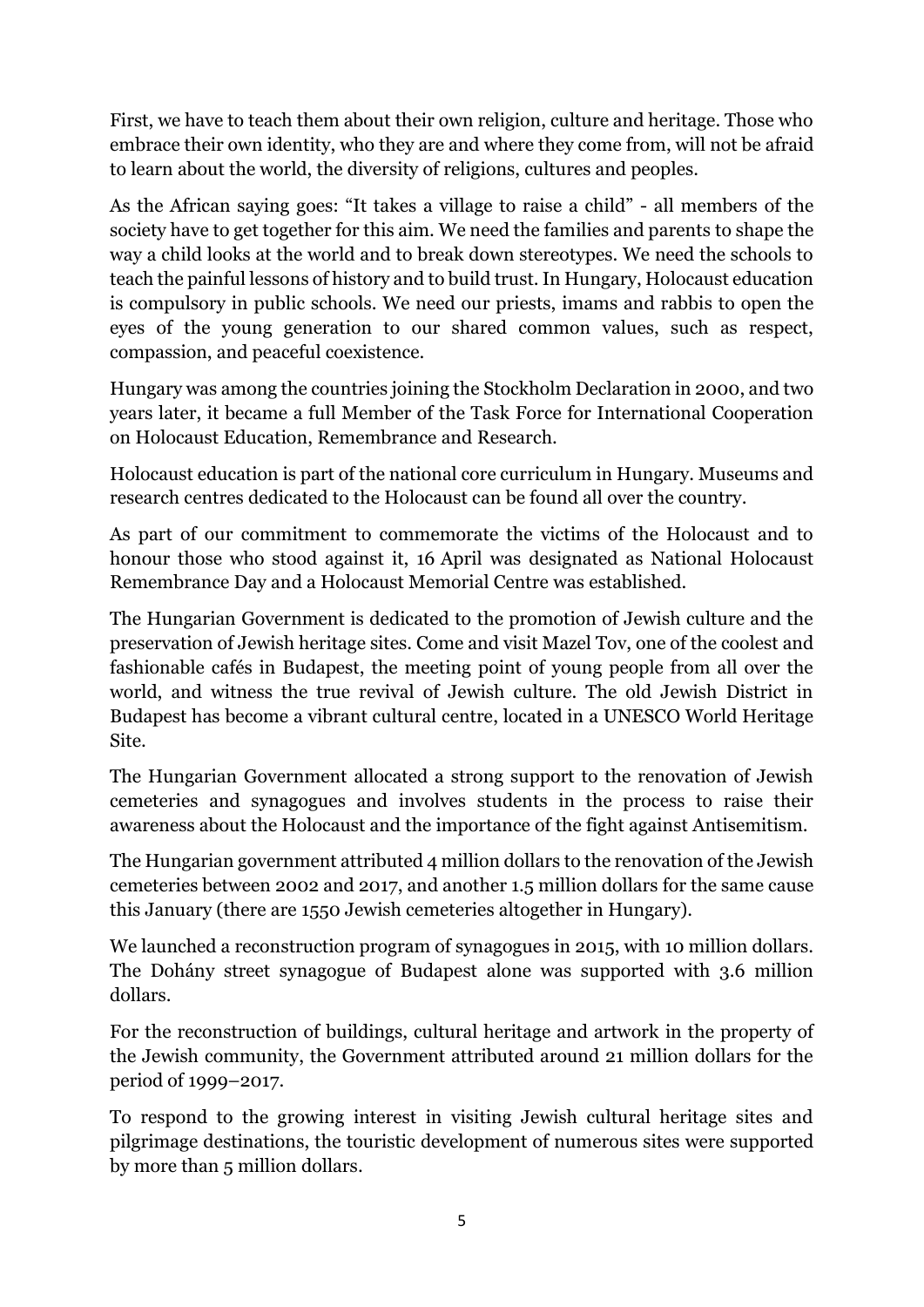First, we have to teach them about their own religion, culture and heritage. Those who embrace their own identity, who they are and where they come from, will not be afraid to learn about the world, the diversity of religions, cultures and peoples.

As the African saying goes: "It takes a village to raise a child" - all members of the society have to get together for this aim. We need the families and parents to shape the way a child looks at the world and to break down stereotypes. We need the schools to teach the painful lessons of history and to build trust. In Hungary, Holocaust education is compulsory in public schools. We need our priests, imams and rabbis to open the eyes of the young generation to our shared common values, such as respect, compassion, and peaceful coexistence.

Hungary was among the countries joining the Stockholm Declaration in 2000, and two years later, it became a full Member of the Task Force for International Cooperation on Holocaust Education, Remembrance and Research.

Holocaust education is part of the national core curriculum in Hungary. Museums and research centres dedicated to the Holocaust can be found all over the country.

As part of our commitment to commemorate the victims of the Holocaust and to honour those who stood against it, 16 April was designated as National Holocaust Remembrance Day and a Holocaust Memorial Centre was established.

The Hungarian Government is dedicated to the promotion of Jewish culture and the preservation of Jewish heritage sites. Come and visit Mazel Tov, one of the coolest and fashionable cafés in Budapest, the meeting point of young people from all over the world, and witness the true revival of Jewish culture. The old Jewish District in Budapest has become a vibrant cultural centre, located in a UNESCO World Heritage Site.

The Hungarian Government allocated a strong support to the renovation of Jewish cemeteries and synagogues and involves students in the process to raise their awareness about the Holocaust and the importance of the fight against Antisemitism.

The Hungarian government attributed 4 million dollars to the renovation of the Jewish cemeteries between 2002 and 2017, and another 1.5 million dollars for the same cause this January (there are 1550 Jewish cemeteries altogether in Hungary).

We launched a reconstruction program of synagogues in 2015, with 10 million dollars. The Dohány street synagogue of Budapest alone was supported with 3.6 million dollars.

For the reconstruction of buildings, cultural heritage and artwork in the property of the Jewish community, the Government attributed around 21 million dollars for the period of 1999–2017.

To respond to the growing interest in visiting Jewish cultural heritage sites and pilgrimage destinations, the touristic development of numerous sites were supported by more than 5 million dollars.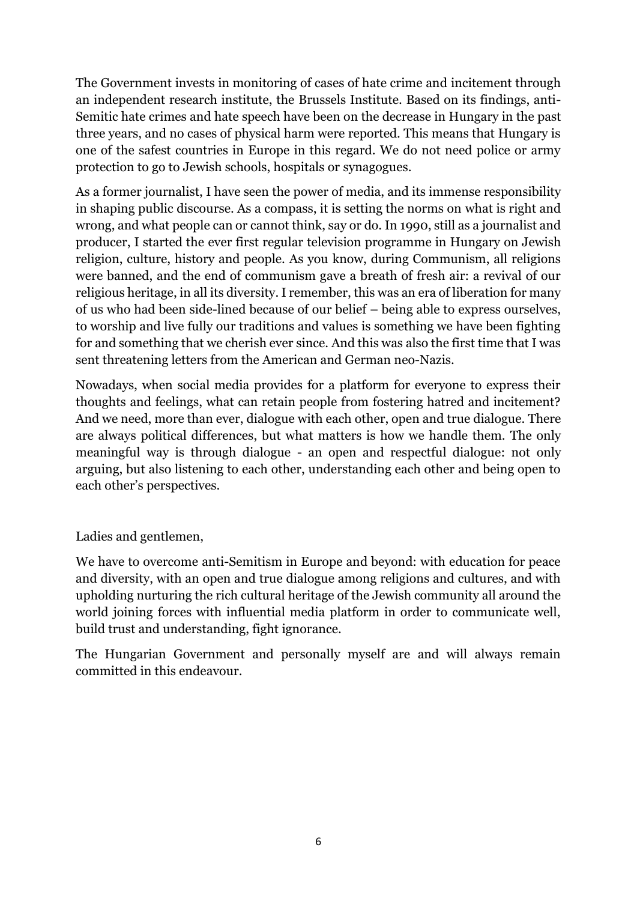The Government invests in monitoring of cases of hate crime and incitement through an independent research institute, the Brussels Institute. Based on its findings, anti-Semitic hate crimes and hate speech have been on the decrease in Hungary in the past three years, and no cases of physical harm were reported. This means that Hungary is one of the safest countries in Europe in this regard. We do not need police or army protection to go to Jewish schools, hospitals or synagogues.

As a former journalist, I have seen the power of media, and its immense responsibility in shaping public discourse. As a compass, it is setting the norms on what is right and wrong, and what people can or cannot think, say or do. In 1990, still as a journalist and producer, I started the ever first regular television programme in Hungary on Jewish religion, culture, history and people. As you know, during Communism, all religions were banned, and the end of communism gave a breath of fresh air: a revival of our religious heritage, in all its diversity. I remember, this was an era of liberation for many of us who had been side-lined because of our belief – being able to express ourselves, to worship and live fully our traditions and values is something we have been fighting for and something that we cherish ever since. And this was also the first time that I was sent threatening letters from the American and German neo-Nazis.

Nowadays, when social media provides for a platform for everyone to express their thoughts and feelings, what can retain people from fostering hatred and incitement? And we need, more than ever, dialogue with each other, open and true dialogue. There are always political differences, but what matters is how we handle them. The only meaningful way is through dialogue - an open and respectful dialogue: not only arguing, but also listening to each other, understanding each other and being open to each other's perspectives.

Ladies and gentlemen,

We have to overcome anti-Semitism in Europe and beyond: with education for peace and diversity, with an open and true dialogue among religions and cultures, and with upholding nurturing the rich cultural heritage of the Jewish community all around the world joining forces with influential media platform in order to communicate well, build trust and understanding, fight ignorance.

The Hungarian Government and personally myself are and will always remain committed in this endeavour.